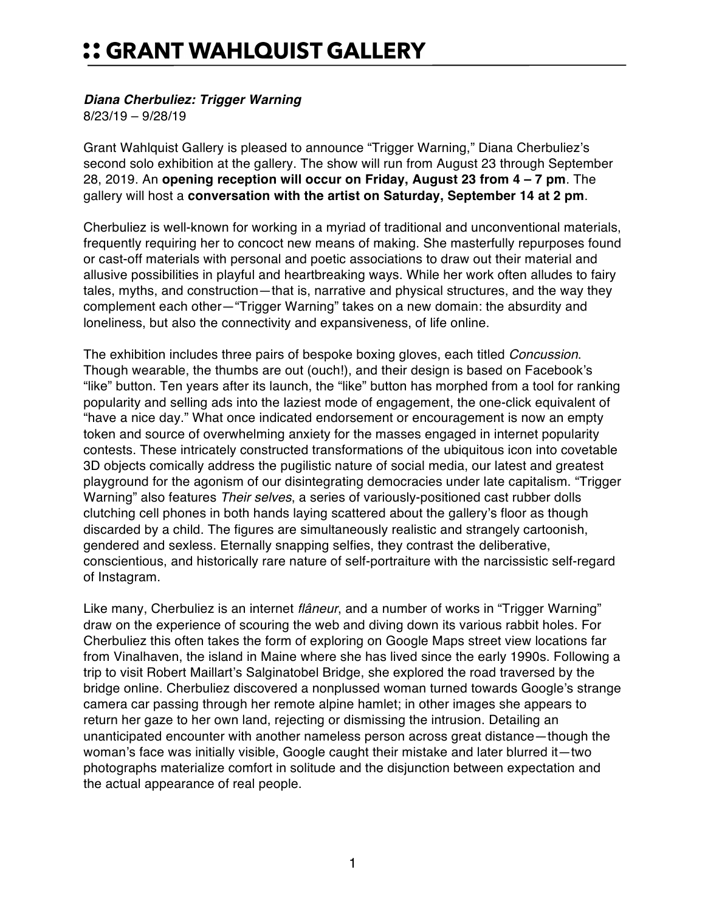# :: GRANT WAHLQUIST GALLERY

***Diana Cherbuliez: Trigger Warning***
8/23/19 – 9/28/19

Grant Wahlquist Gallery is pleased to announce "Trigger Warning," Diana Cherbuliez's second solo exhibition at the gallery. The show will run from August 23 through September 28, 2019. An **opening reception will occur on Friday, August 23 from 4 – 7 pm**. The gallery will host a **conversation with the artist on Saturday, September 14 at 2 pm**.

Cherbuliez is well-known for working in a myriad of traditional and unconventional materials, frequently requiring her to concoct new means of making. She masterfully repurposes found or cast-off materials with personal and poetic associations to draw out their material and allusive possibilities in playful and heartbreaking ways. While her work often alludes to fairy tales, myths, and construction—that is, narrative and physical structures, and the way they complement each other—"Trigger Warning" takes on a new domain: the absurdity and loneliness, but also the connectivity and expansiveness, of life online.

The exhibition includes three pairs of bespoke boxing gloves, each titled *Concussion*. Though wearable, the thumbs are out (ouch!), and their design is based on Facebook's "like" button. Ten years after its launch, the "like" button has morphed from a tool for ranking popularity and selling ads into the laziest mode of engagement, the one-click equivalent of "have a nice day." What once indicated endorsement or encouragement is now an empty token and source of overwhelming anxiety for the masses engaged in internet popularity contests. These intricately constructed transformations of the ubiquitous icon into covetable 3D objects comically address the pugilistic nature of social media, our latest and greatest playground for the agonism of our disintegrating democracies under late capitalism. "Trigger Warning" also features *Their selves*, a series of variously-positioned cast rubber dolls clutching cell phones in both hands laying scattered about the gallery's floor as though discarded by a child. The figures are simultaneously realistic and strangely cartoonish, gendered and sexless. Eternally snapping selfies, they contrast the deliberative, conscientious, and historically rare nature of self-portraiture with the narcissistic self-regard of Instagram.

Like many, Cherbuliez is an internet *flâneur*, and a number of works in "Trigger Warning" draw on the experience of scouring the web and diving down its various rabbit holes. For Cherbuliez this often takes the form of exploring on Google Maps street view locations far from Vinalhaven, the island in Maine where she has lived since the early 1990s. Following a trip to visit Robert Maillart's Salginatobel Bridge, she explored the road traversed by the bridge online. Cherbuliez discovered a nonplussed woman turned towards Google's strange camera car passing through her remote alpine hamlet; in other images she appears to return her gaze to her own land, rejecting or dismissing the intrusion. Detailing an unanticipated encounter with another nameless person across great distance—though the woman's face was initially visible, Google caught their mistake and later blurred it—two photographs materialize comfort in solitude and the disjunction between expectation and the actual appearance of real people.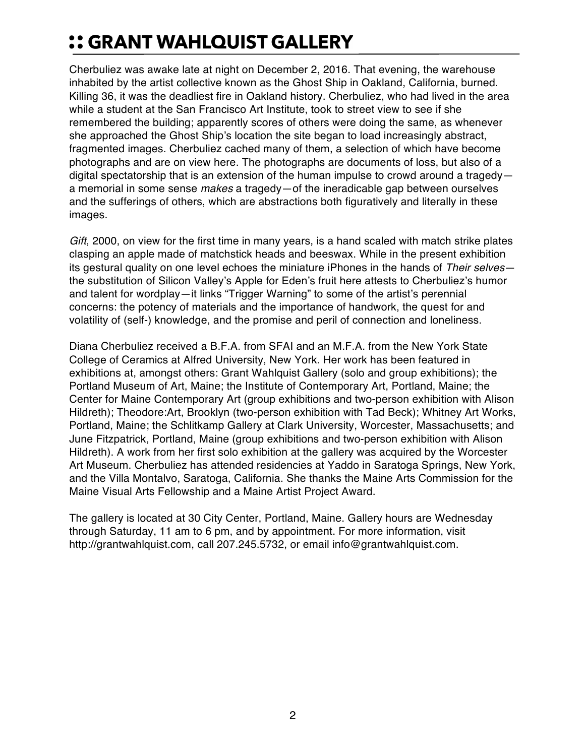Cherbuliez was awake late at night on December 2, 2016. That evening, the warehouse inhabited by the artist collective known as the Ghost Ship in Oakland, California, burned. Killing 36, it was the deadliest fire in Oakland history. Cherbuliez, who had lived in the area while a student at the San Francisco Art Institute, took to street view to see if she remembered the building; apparently scores of others were doing the same, as whenever she approached the Ghost Ship's location the site began to load increasingly abstract, fragmented images. Cherbuliez cached many of them, a selection of which have become photographs and are on view here. The photographs are documents of loss, but also of a digital spectatorship that is an extension of the human impulse to crowd around a tragedy—a memorial in some sense *makes* a tragedy—of the ineradicable gap between ourselves and the sufferings of others, which are abstractions both figuratively and literally in these images.

*Gift*, 2000, on view for the first time in many years, is a hand scaled with match strike plates clasping an apple made of matchstick heads and beeswax. While in the present exhibition its gestural quality on one level echoes the miniature iPhones in the hands of *Their selves*—the substitution of Silicon Valley's Apple for Eden's fruit here attests to Cherbuliez's humor and talent for wordplay—it links "Trigger Warning" to some of the artist's perennial concerns: the potency of materials and the importance of handwork, the quest for and volatility of (self-) knowledge, and the promise and peril of connection and loneliness.

Diana Cherbuliez received a B.F.A. from SFAI and an M.F.A. from the New York State College of Ceramics at Alfred University, New York. Her work has been featured in exhibitions at, amongst others: Grant Wahlquist Gallery (solo and group exhibitions); the Portland Museum of Art, Maine; the Institute of Contemporary Art, Portland, Maine; the Center for Maine Contemporary Art (group exhibitions and two-person exhibition with Alison Hildreth); Theodore:Art, Brooklyn (two-person exhibition with Tad Beck); Whitney Art Works, Portland, Maine; the Schlitkamp Gallery at Clark University, Worcester, Massachusetts; and June Fitzpatrick, Portland, Maine (group exhibitions and two-person exhibition with Alison Hildreth). A work from her first solo exhibition at the gallery was acquired by the Worcester Art Museum. Cherbuliez has attended residencies at Yaddo in Saratoga Springs, New York, and the Villa Montalvo, Saratoga, California. She thanks the Maine Arts Commission for the Maine Visual Arts Fellowship and a Maine Artist Project Award.

The gallery is located at 30 City Center, Portland, Maine. Gallery hours are Wednesday through Saturday, 11 am to 6 pm, and by appointment. For more information, visit http://grantwahlquist.com, call 207.245.5732, or email info@grantwahlquist.com.